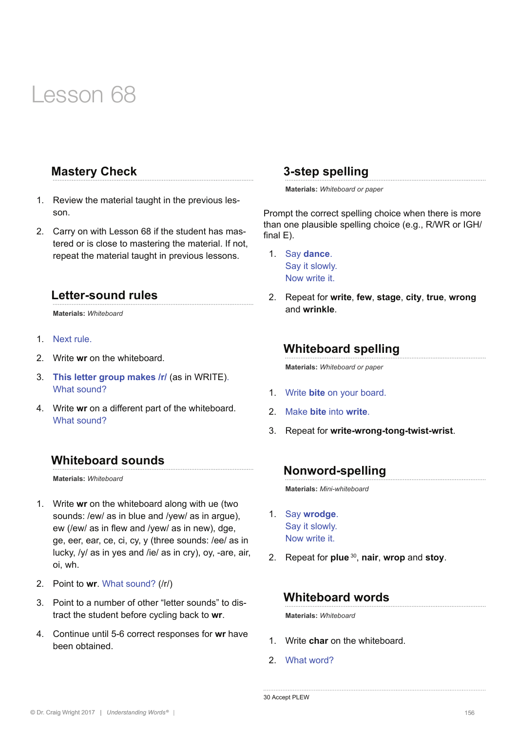# Lesson 68

## Mastery Check

1. Review the material taught in the previous lesson.
2. Carry on with Lesson 68 if the student has mastered or is close to mastering the material. If not, repeat the material taught in previous lessons.

## Letter-sound rules

**Materials:** *Whiteboard*

1. Next rule.
2. Write **wr** on the whiteboard.
3. **This letter group makes /r/** (as in WRITE). What sound?
4. Write **wr** on a different part of the whiteboard. What sound?

## Whiteboard sounds

**Materials:** *Whiteboard*

1. Write **wr** on the whiteboard along with ue (two sounds: /ew/ as in blue and /yew/ as in argue), ew (/ew/ as in flew and /yew/ as in new), dge, ge, eer, ear, ce, ci, cy, y (three sounds: /ee/ as in lucky, /y/ as in yes and /ie/ as in cry), oy, -are, air, oi, wh.
2. Point to **wr**. What sound? (/r/)
3. Point to a number of other "letter sounds" to distract the student before cycling back to **wr**.
4. Continue until 5-6 correct responses for **wr** have been obtained.

## 3-step spelling

**Materials:** *Whiteboard or paper*

Prompt the correct spelling choice when there is more than one plausible spelling choice (e.g., R/WR or IGH/ final E).

1. Say **dance**.
   Say it slowly.
   Now write it.
2. Repeat for **write**, **few**, **stage**, **city**, **true**, **wrong** and **wrinkle**.

## Whiteboard spelling

**Materials:** *Whiteboard or paper*

1. Write **bite** on your board.
2. Make **bite** into **write**.
3. Repeat for **write-wrong-tong-twist-wrist**.

## Nonword-spelling

**Materials:** *Mini-whiteboard*

1. Say **wrodge**.
   Say it slowly.
   Now write it.
2. Repeat for **plue** [30], **nair**, **wrop** and **stoy**.

## Whiteboard words

**Materials:** *Whiteboard*

1. Write **char** on the whiteboard.
2. What word?

30 Accept PLEW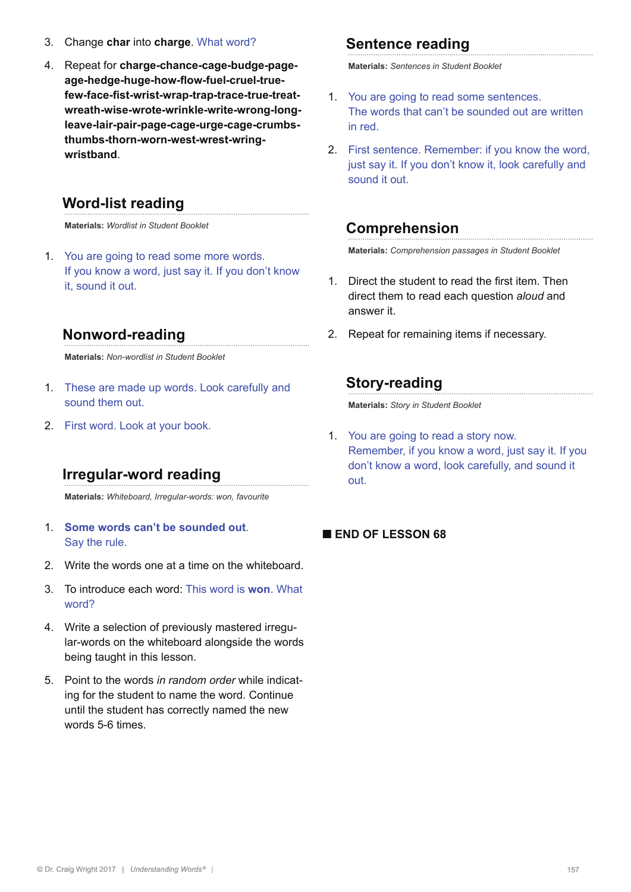3. Change **char** into **charge**. What word?

4. Repeat for **charge-chance-cage-budge-page-age-hedge-huge-how-flow-fuel-cruel-true-few-face-fist-wrist-wrap-trap-trace-true-treat-wreath-wise-wrote-wrinkle-write-wrong-long-leave-lair-pair-page-cage-urge-cage-crumbs-thumbs-thorn-worn-west-wrest-wring-wristband**.

## Word-list reading

**Materials:** *Wordlist in Student Booklet*

1. You are going to read some more words. If you know a word, just say it. If you don't know it, sound it out.

## Nonword-reading

**Materials:** *Non-wordlist in Student Booklet*

1. These are made up words. Look carefully and sound them out.

2. First word. Look at your book.

## Irregular-word reading

**Materials:** *Whiteboard, Irregular-words: won, favourite*

1. **Some words can't be sounded out**. Say the rule.

2. Write the words one at a time on the whiteboard.

3. To introduce each word: This word is **won**. What word?

4. Write a selection of previously mastered irregular-words on the whiteboard alongside the words being taught in this lesson.

5. Point to the words *in random order* while indicating for the student to name the word. Continue until the student has correctly named the new words 5-6 times.

## Sentence reading

**Materials:** *Sentences in Student Booklet*

1. You are going to read some sentences. The words that can't be sounded out are written in red.

2. First sentence. Remember: if you know the word, just say it. If you don't know it, look carefully and sound it out.

## Comprehension

**Materials:** *Comprehension passages in Student Booklet*

1. Direct the student to read the first item. Then direct them to read each question *aloud* and answer it.

2. Repeat for remaining items if necessary.

## Story-reading

**Materials:** *Story in Student Booklet*

1. You are going to read a story now. Remember, if you know a word, just say it. If you don't know a word, look carefully, and sound it out.

■ **END OF LESSON 68**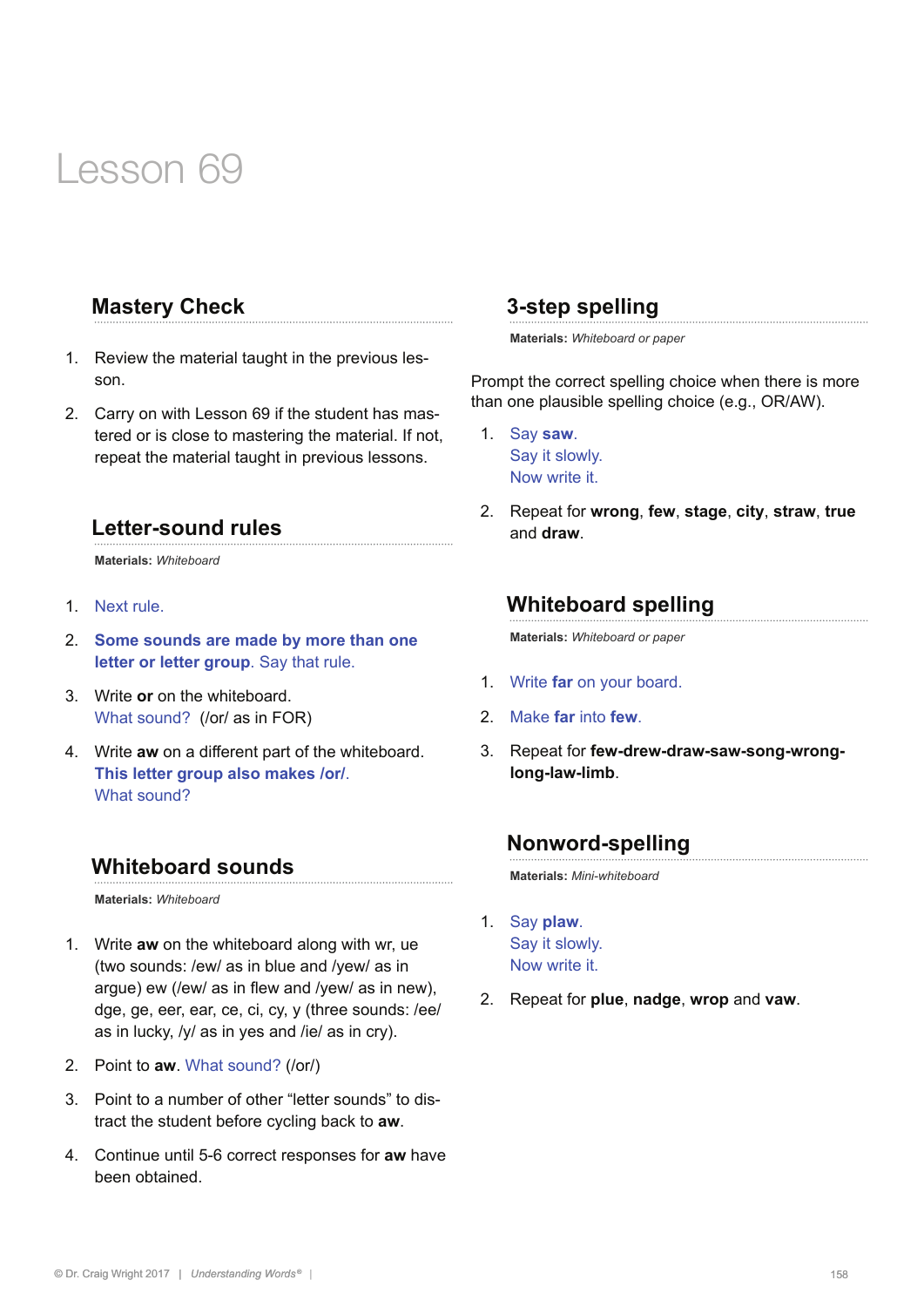# Lesson 69

## Mastery Check

1. Review the material taught in the previous lesson.
2. Carry on with Lesson 69 if the student has mastered or is close to mastering the material. If not, repeat the material taught in previous lessons.

## Letter-sound rules

**Materials:** *Whiteboard*

1. Next rule.
2. **Some sounds are made by more than one letter or letter group**. Say that rule.
3. Write **or** on the whiteboard.
   What sound? (/or/ as in FOR)
4. Write **aw** on a different part of the whiteboard.
   **This letter group also makes /or/**.
   What sound?

## Whiteboard sounds

**Materials:** *Whiteboard*

1. Write **aw** on the whiteboard along with wr, ue (two sounds: /ew/ as in blue and /yew/ as in argue) ew (/ew/ as in flew and /yew/ as in new), dge, ge, eer, ear, ce, ci, cy, y (three sounds: /ee/ as in lucky, /y/ as in yes and /ie/ as in cry).
2. Point to **aw**. What sound? (/or/)
3. Point to a number of other "letter sounds" to distract the student before cycling back to **aw**.
4. Continue until 5-6 correct responses for **aw** have been obtained.

## 3-step spelling

**Materials:** *Whiteboard or paper*

Prompt the correct spelling choice when there is more than one plausible spelling choice (e.g., OR/AW).

1. Say **saw**.
   Say it slowly.
   Now write it.
2. Repeat for **wrong**, **few**, **stage**, **city**, **straw**, **true** and **draw**.

## Whiteboard spelling

**Materials:** *Whiteboard or paper*

1. Write **far** on your board.
2. Make **far** into **few**.
3. Repeat for **few-drew-draw-saw-song-wrong-long-law-limb**.

## Nonword-spelling

**Materials:** *Mini-whiteboard*

1. Say **plaw**.
   Say it slowly.
   Now write it.
2. Repeat for **plue**, **nadge**, **wrop** and **vaw**.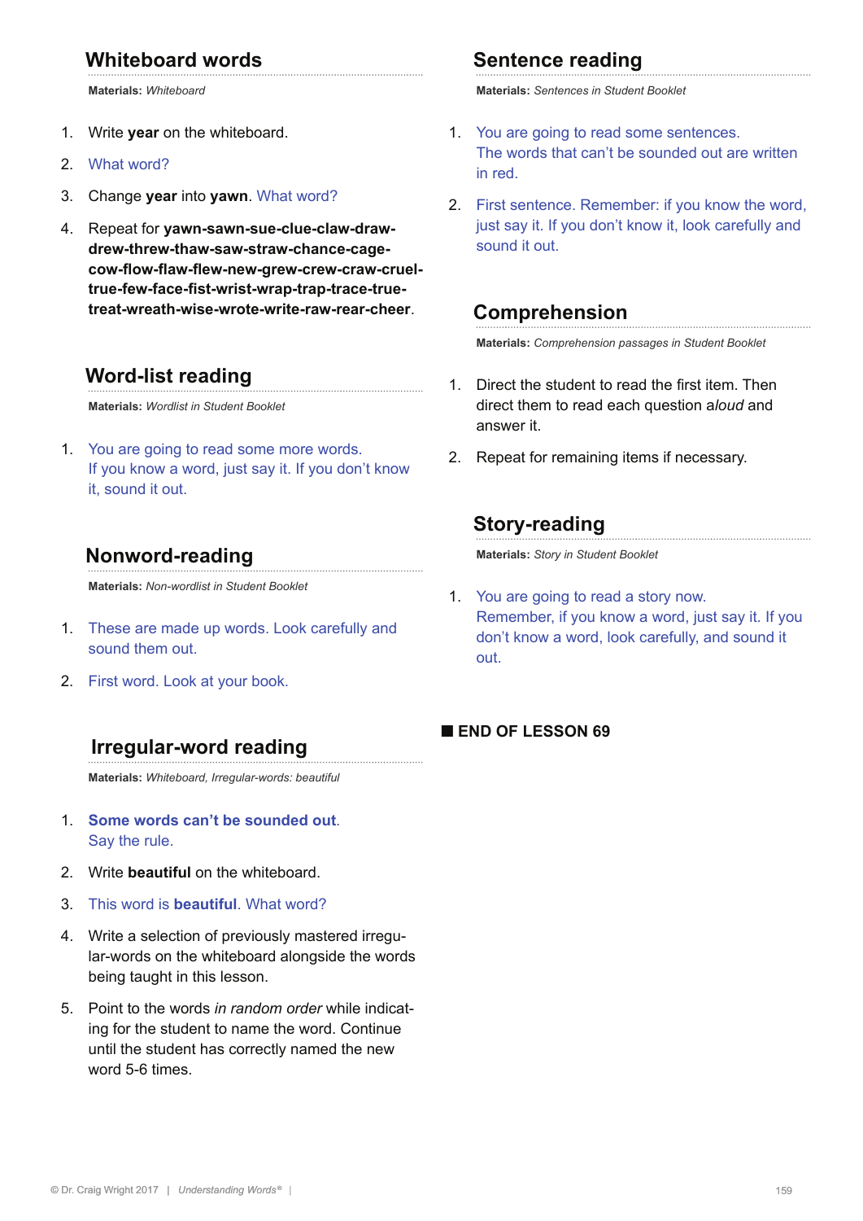## Whiteboard words

**Materials:** *Whiteboard*

1. Write **year** on the whiteboard.
2. What word?
3. Change **year** into **yawn**. What word?
4. Repeat for **yawn-sawn-sue-clue-claw-draw-drew-threw-thaw-saw-straw-chance-cage-cow-flow-flaw-flew-new-grew-crew-craw-cruel-true-few-face-fist-wrist-wrap-trap-trace-true-treat-wreath-wise-wrote-write-raw-rear-cheer**.

## Word-list reading

**Materials:** *Wordlist in Student Booklet*

1. You are going to read some more words. If you know a word, just say it. If you don't know it, sound it out.

## Nonword-reading

**Materials:** *Non-wordlist in Student Booklet*

1. These are made up words. Look carefully and sound them out.
2. First word. Look at your book.

## Irregular-word reading

**Materials:** *Whiteboard, Irregular-words: beautiful*

1. **Some words can't be sounded out**. Say the rule.
2. Write **beautiful** on the whiteboard.
3. This word is **beautiful**. What word?
4. Write a selection of previously mastered irregular-words on the whiteboard alongside the words being taught in this lesson.
5. Point to the words *in random order* while indicating for the student to name the word. Continue until the student has correctly named the new word 5-6 times.

## Sentence reading

**Materials:** *Sentences in Student Booklet*

1. You are going to read some sentences. The words that can't be sounded out are written in red.
2. First sentence. Remember: if you know the word, just say it. If you don't know it, look carefully and sound it out.

## Comprehension

**Materials:** *Comprehension passages in Student Booklet*

1. Direct the student to read the first item. Then direct them to read each question *aloud* and answer it.
2. Repeat for remaining items if necessary.

## Story-reading

**Materials:** *Story in Student Booklet*

1. You are going to read a story now. Remember, if you know a word, just say it. If you don't know a word, look carefully, and sound it out.

■ **END OF LESSON 69**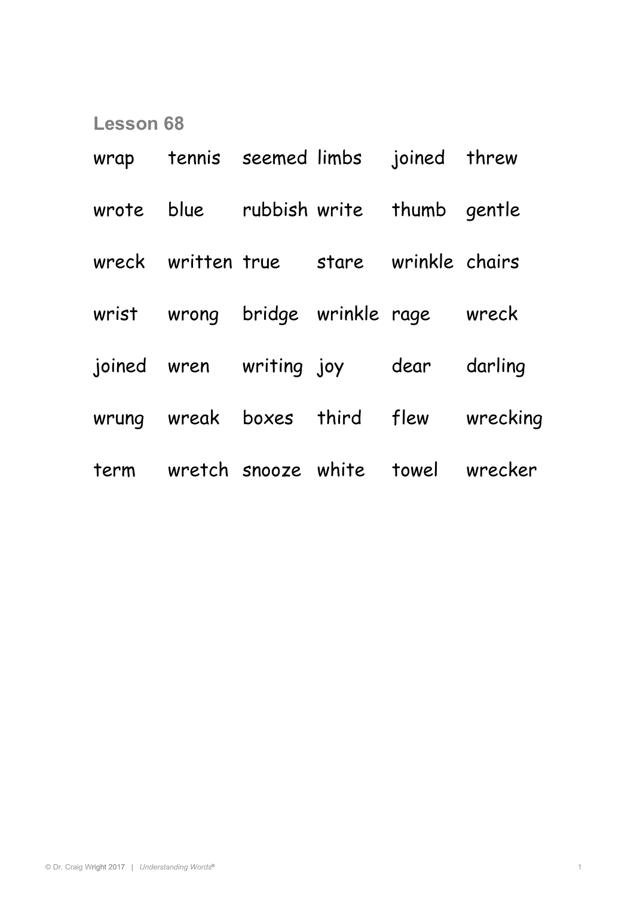## Lesson 68

| | | | | | |
|---|---|---|---|---|---|
| wrap | tennis | seemed | limbs | joined | threw |
| wrote | blue | rubbish | write | thumb | gentle |
| wreck | written | true | stare | wrinkle | chairs |
| wrist | wrong | bridge | wrinkle | rage | wreck |
| joined | wren | writing | joy | dear | darling |
| wrung | wreak | boxes | third | flew | wrecking |
| term | wretch | snooze | white | towel | wrecker |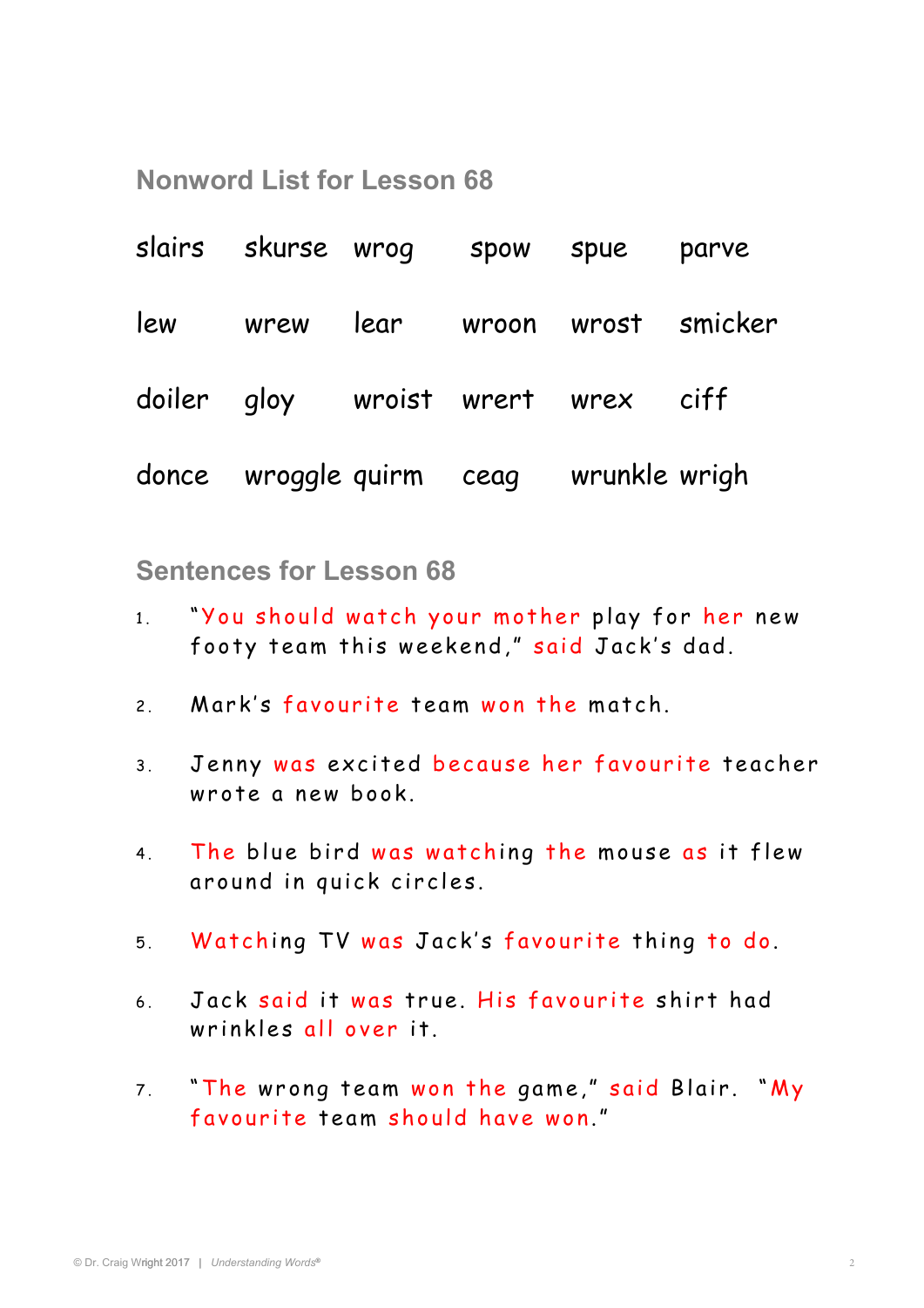## Nonword List for Lesson 68

| | | | | | |
|---|---|---|---|---|---|
| slairs | skurse | wrog | spow | spue | parve |
| lew | wrew | lear | wroon | wrost | smicker |
| doiler | gloy | wroist | wrert | wrex | ciff |
| donce | wroggle | quirm | ceag | wrunkle | wrigh |

## Sentences for Lesson 68

1. "You should watch your mother play for her new footy team this weekend," said Jack's dad.
2. Mark's favourite team won the match.
3. Jenny was excited because her favourite teacher wrote a new book.
4. The blue bird was watching the mouse as it flew around in quick circles.
5. Watching TV was Jack's favourite thing to do.
6. Jack said it was true. His favourite shirt had wrinkles all over it.
7. "The wrong team won the game," said Blair. "My favourite team should have won."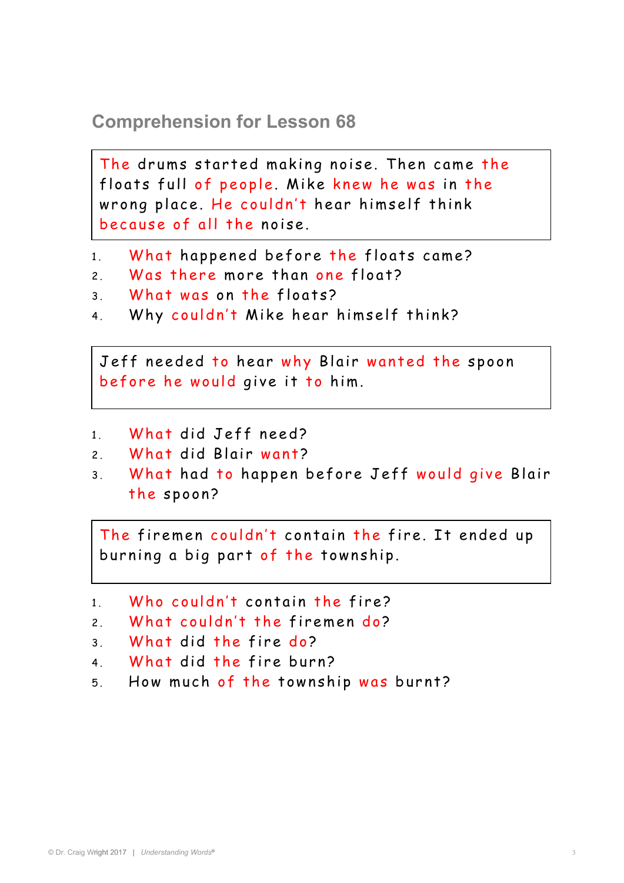## Comprehension for Lesson 68

The drums started making noise. Then came the floats full of people. Mike knew he was in the wrong place. He couldn't hear himself think because of all the noise.

1. What happened before the floats came?
2. Was there more than one float?
3. What was on the floats?
4. Why couldn't Mike hear himself think?

Jeff needed to hear why Blair wanted the spoon before he would give it to him.

1. What did Jeff need?
2. What did Blair want?
3. What had to happen before Jeff would give Blair the spoon?

The firemen couldn't contain the fire. It ended up burning a big part of the township.

1. Who couldn't contain the fire?
2. What couldn't the firemen do?
3. What did the fire do?
4. What did the fire burn?
5. How much of the township was burnt?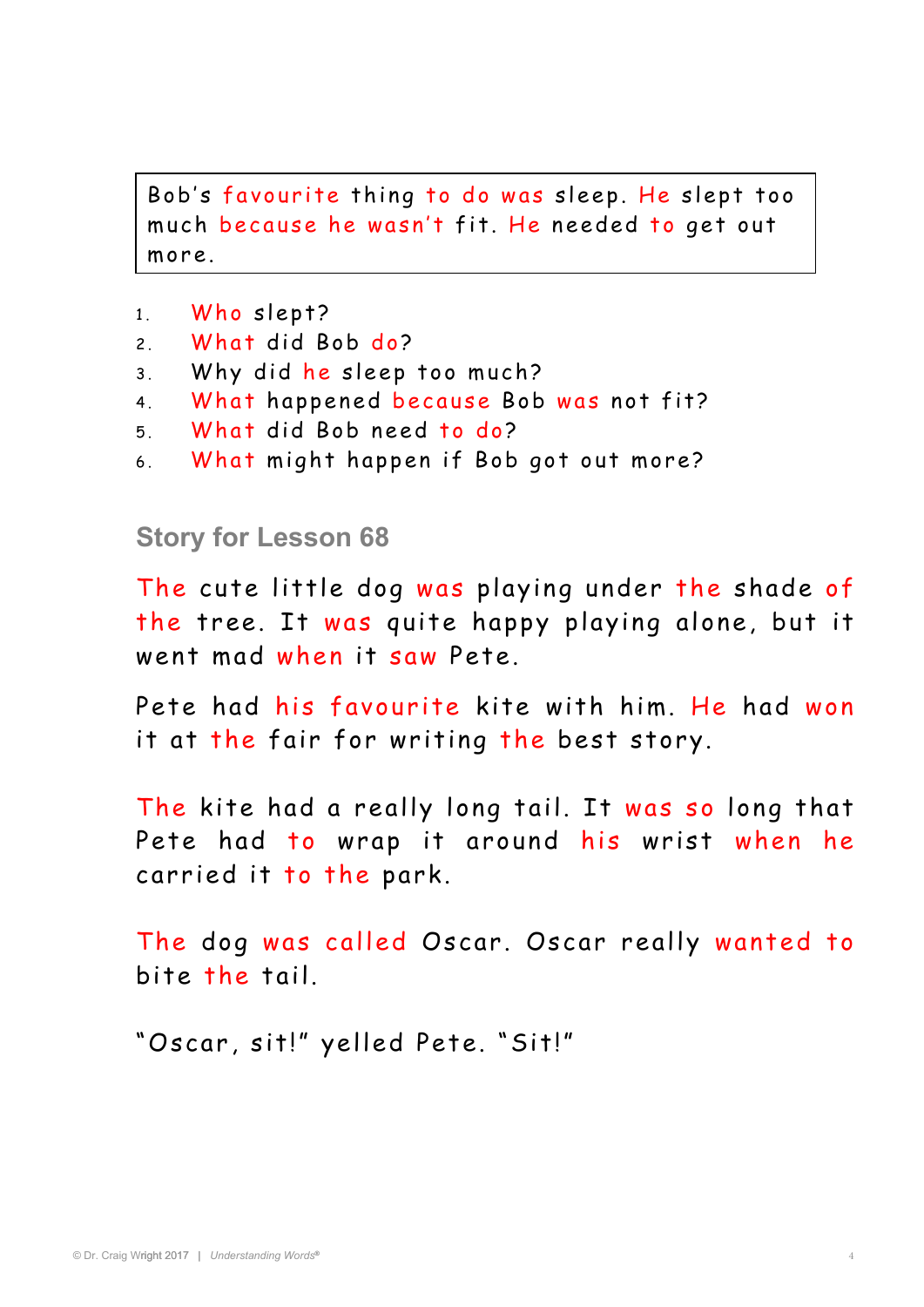> Bob's favourite thing to do was sleep. He slept too much because he wasn't fit. He needed to get out more.

1. Who slept?
2. What did Bob do?
3. Why did he sleep too much?
4. What happened because Bob was not fit?
5. What did Bob need to do?
6. What might happen if Bob got out more?

## Story for Lesson 68

The cute little dog was playing under the shade of the tree. It was quite happy playing alone, but it went mad when it saw Pete.

Pete had his favourite kite with him. He had won it at the fair for writing the best story.

The kite had a really long tail. It was so long that Pete had to wrap it around his wrist when he carried it to the park.

The dog was called Oscar. Oscar really wanted to bite the tail.

"Oscar, sit!" yelled Pete. "Sit!"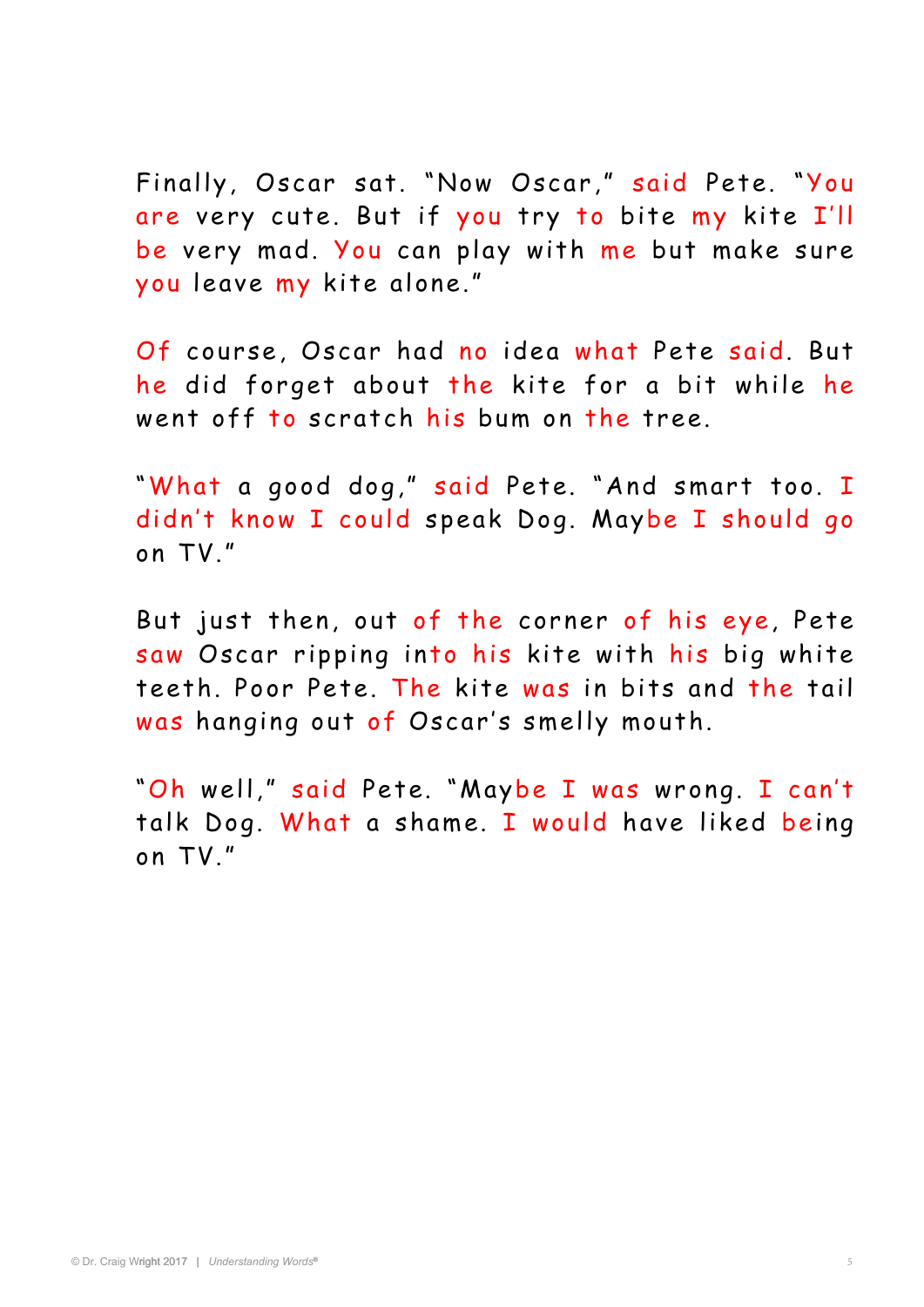Finally, Oscar sat. "Now Oscar," said Pete. "You are very cute. But if you try to bite my kite I'll be very mad. You can play with me but make sure you leave my kite alone."

Of course, Oscar had no idea what Pete said. But he did forget about the kite for a bit while he went off to scratch his bum on the tree.

"What a good dog," said Pete. "And smart too. I didn't know I could speak Dog. Maybe I should go on TV."

But just then, out of the corner of his eye, Pete saw Oscar ripping into his kite with his big white teeth. Poor Pete. The kite was in bits and the tail was hanging out of Oscar's smelly mouth.

"Oh well," said Pete. "Maybe I was wrong. I can't talk Dog. What a shame. I would have liked being on TV."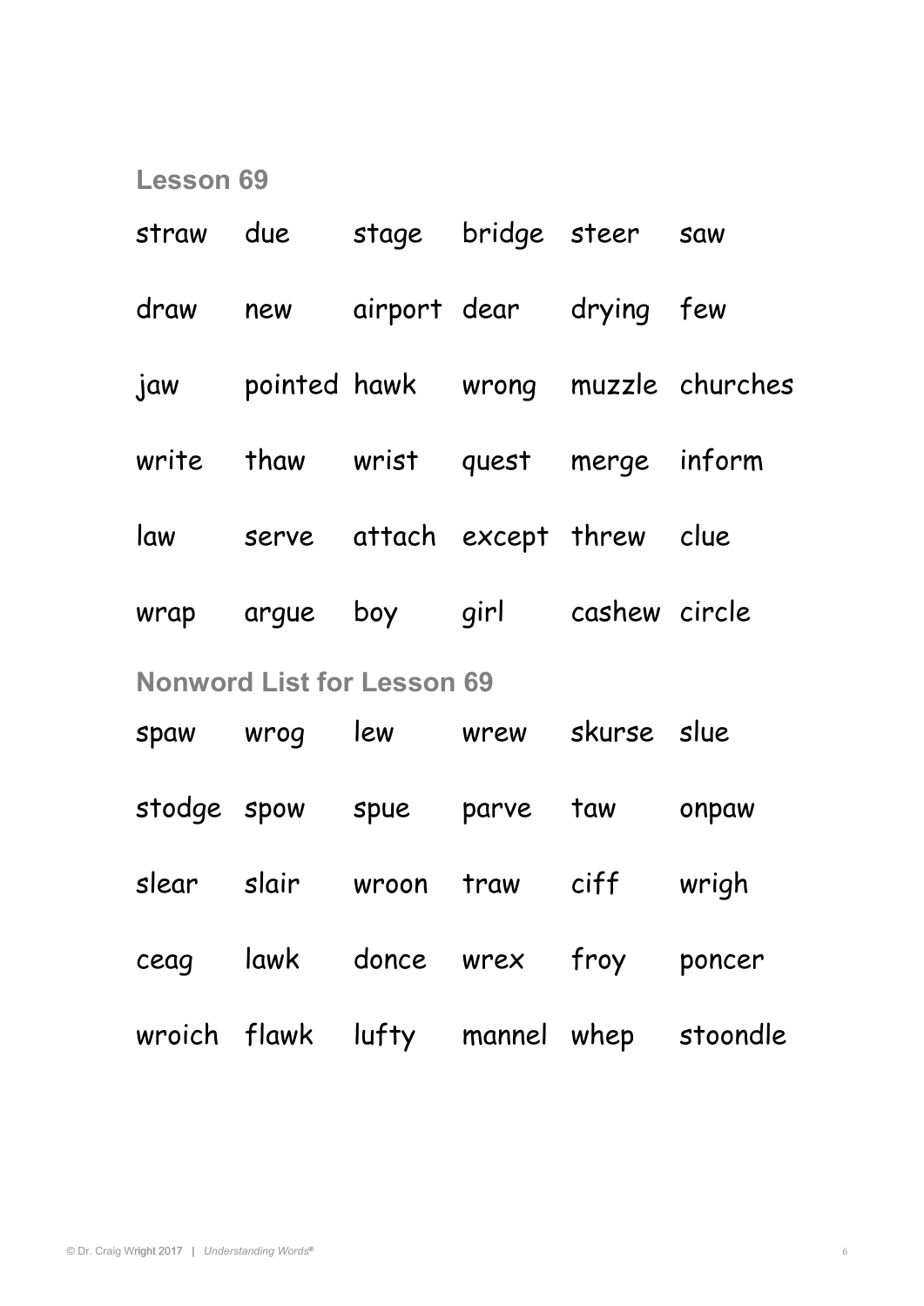## Lesson 69

| | | | | | |
|---|---|---|---|---|---|
| straw | due | stage | bridge | steer | saw |
| draw | new | airport | dear | drying | few |
| jaw | pointed | hawk | wrong | muzzle | churches |
| write | thaw | wrist | quest | merge | inform |
| law | serve | attach | except | threw | clue |
| wrap | argue | boy | girl | cashew | circle |

## Nonword List for Lesson 69

| | | | | | |
|---|---|---|---|---|---|
| spaw | wrog | lew | wrew | skurse | slue |
| stodge | spow | spue | parve | taw | onpaw |
| slear | slair | wroon | traw | ciff | wrigh |
| ceag | lawk | donce | wrex | froy | poncer |
| wroich | flawk | lufty | mannel | whep | stoondle |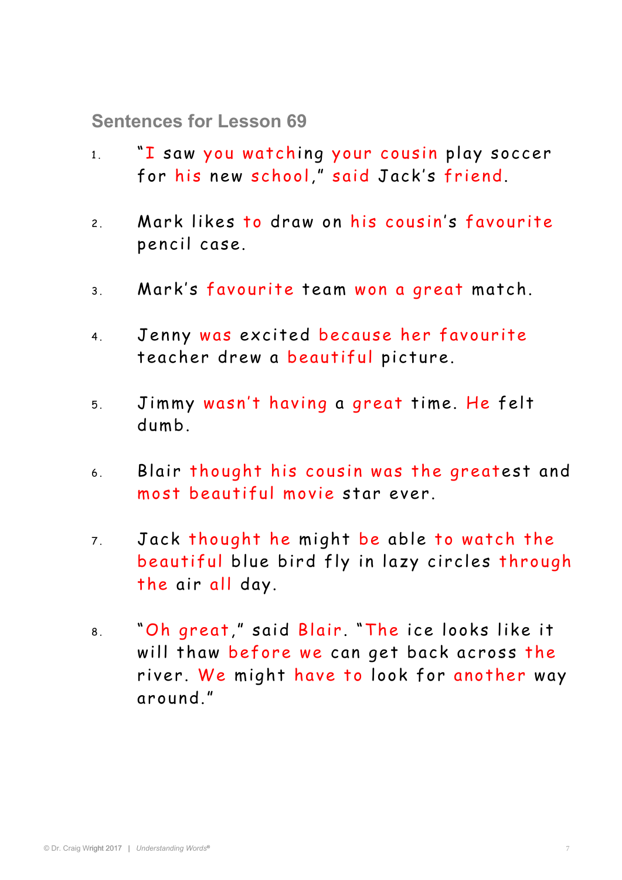## Sentences for Lesson 69

1. "I saw you watching your cousin play soccer for his new school," said Jack's friend.

2. Mark likes to draw on his cousin's favourite pencil case.

3. Mark's favourite team won a great match.

4. Jenny was excited because her favourite teacher drew a beautiful picture.

5. Jimmy wasn't having a great time. He felt dumb.

6. Blair thought his cousin was the greatest and most beautiful movie star ever.

7. Jack thought he might be able to watch the beautiful blue bird fly in lazy circles through the air all day.

8. "Oh great," said Blair. "The ice looks like it will thaw before we can get back across the river. We might have to look for another way around."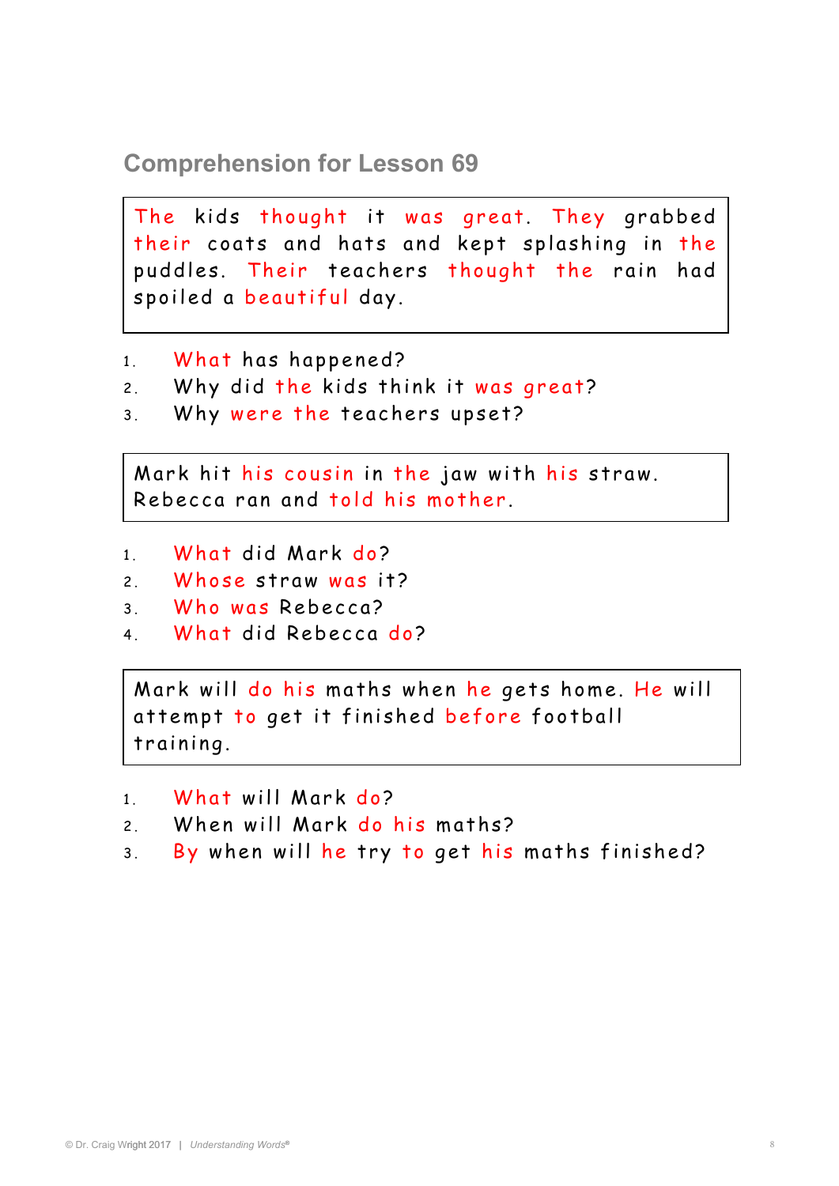## Comprehension for Lesson 69

The kids thought it was great. They grabbed their coats and hats and kept splashing in the puddles. Their teachers thought the rain had spoiled a beautiful day.

1. What has happened?
2. Why did the kids think it was great?
3. Why were the teachers upset?

Mark hit his cousin in the jaw with his straw. Rebecca ran and told his mother.

1. What did Mark do?
2. Whose straw was it?
3. Who was Rebecca?
4. What did Rebecca do?

Mark will do his maths when he gets home. He will attempt to get it finished before football training.

1. What will Mark do?
2. When will Mark do his maths?
3. By when will he try to get his maths finished?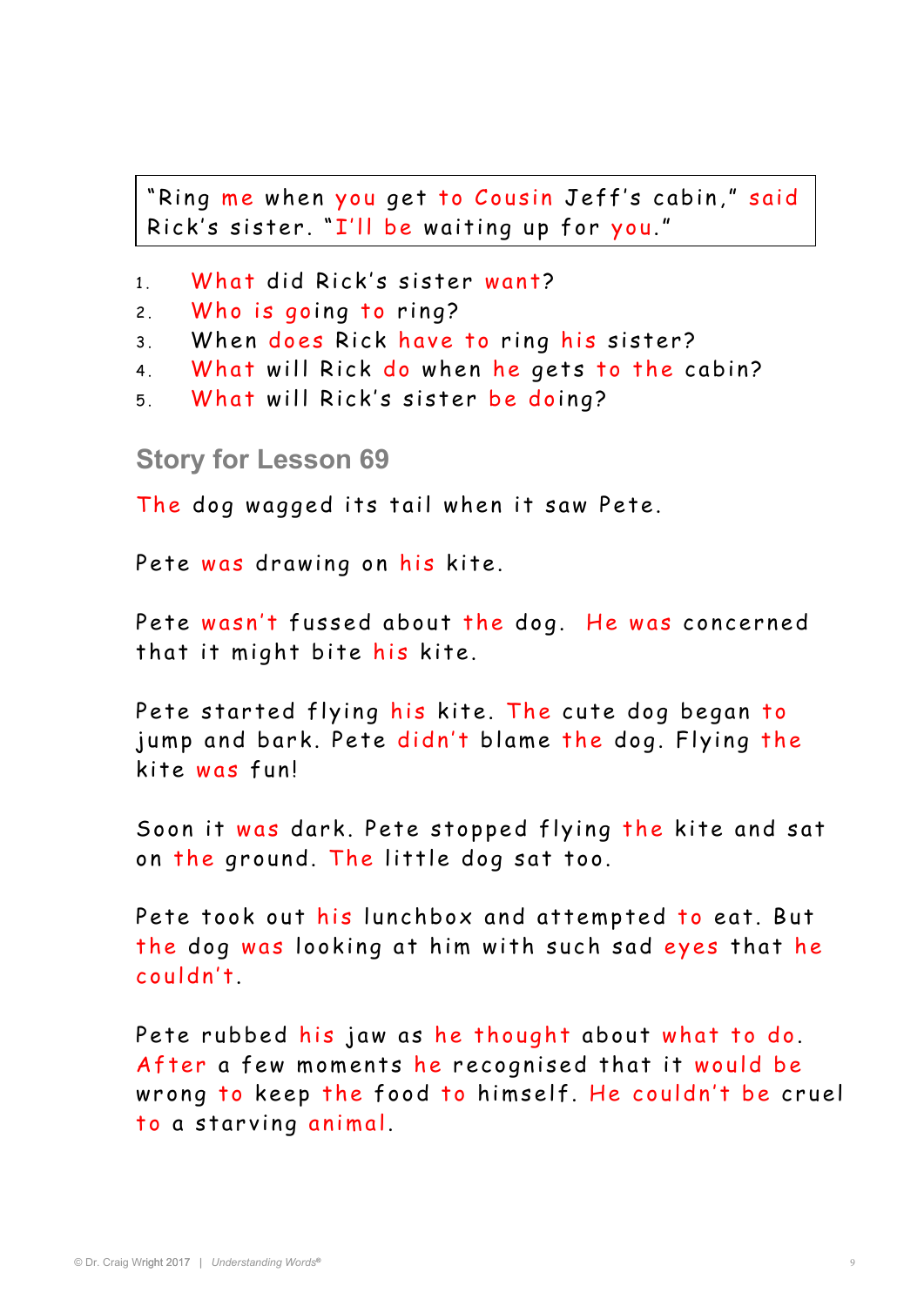> "Ring me when you get to Cousin Jeff's cabin," said Rick's sister. "I'll be waiting up for you."

1. What did Rick's sister want?
2. Who is going to ring?
3. When does Rick have to ring his sister?
4. What will Rick do when he gets to the cabin?
5. What will Rick's sister be doing?

## Story for Lesson 69

The dog wagged its tail when it saw Pete.

Pete was drawing on his kite.

Pete wasn't fussed about the dog. He was concerned that it might bite his kite.

Pete started flying his kite. The cute dog began to jump and bark. Pete didn't blame the dog. Flying the kite was fun!

Soon it was dark. Pete stopped flying the kite and sat on the ground. The little dog sat too.

Pete took out his lunchbox and attempted to eat. But the dog was looking at him with such sad eyes that he couldn't.

Pete rubbed his jaw as he thought about what to do. After a few moments he recognised that it would be wrong to keep the food to himself. He couldn't be cruel to a starving animal.